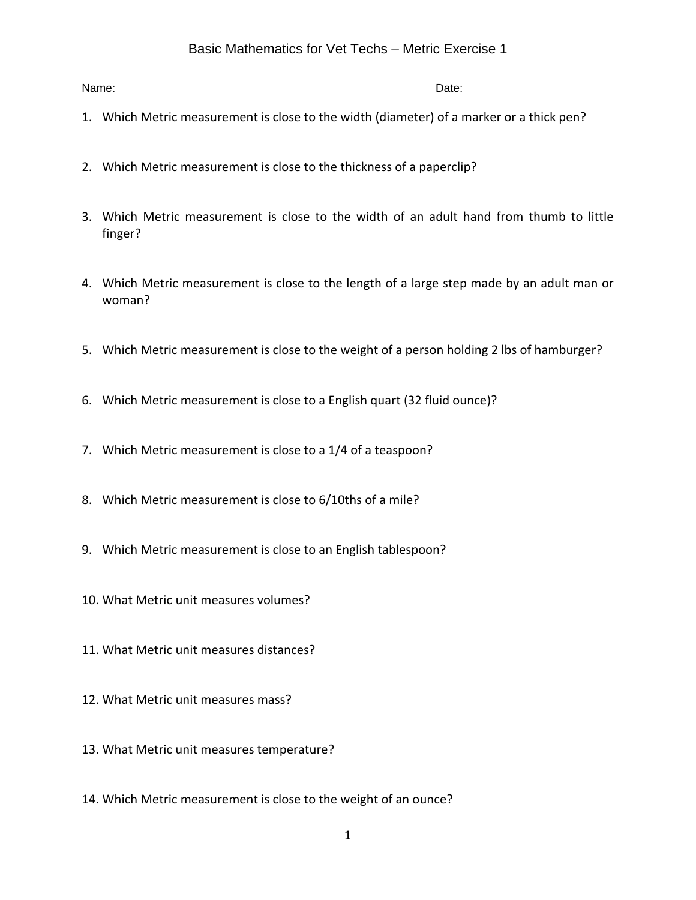# Basic Mathematics for Vet Techs – Metric Exercise 1

Name: ______________________________ Date: ______________

1. Which Metric measurement is close to the width (diameter) of a marker or a thick pen?

2. Which Metric measurement is close to the thickness of a paperclip?

3. Which Metric measurement is close to the width of an adult hand from thumb to little finger?

4. Which Metric measurement is close to the length of a large step made by an adult man or woman?

5. Which Metric measurement is close to the weight of a person holding 2 lbs of hamburger?

6. Which Metric measurement is close to a English quart (32 fluid ounce)?

7. Which Metric measurement is close to a 1/4 of a teaspoon?

8. Which Metric measurement is close to 6/10ths of a mile?

9. Which Metric measurement is close to an English tablespoon?

10. What Metric unit measures volumes?

11. What Metric unit measures distances?

12. What Metric unit measures mass?

13. What Metric unit measures temperature?

14. Which Metric measurement is close to the weight of an ounce?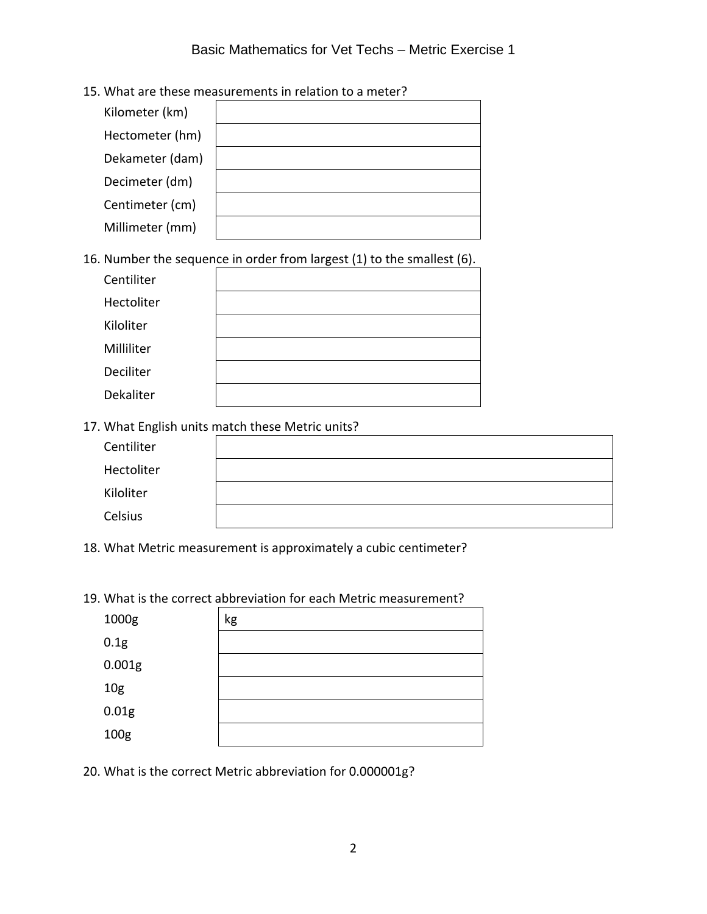15. What are these measurements in relation to a meter?

| | |
|---|---|
| Kilometer (km) | |
| Hectometer (hm) | |
| Dekameter (dam) | |
| Decimeter (dm) | |
| Centimeter (cm) | |
| Millimeter (mm) | |

16. Number the sequence in order from largest (1) to the smallest (6).

| | |
|---|---|
| Centiliter | |
| Hectoliter | |
| Kiloliter | |
| Milliliter | |
| Deciliter | |
| Dekaliter | |

17. What English units match these Metric units?

| | |
|---|---|
| Centiliter | |
| Hectoliter | |
| Kiloliter | |
| Celsius | |

18. What Metric measurement is approximately a cubic centimeter?

19. What is the correct abbreviation for each Metric measurement?

| | |
|---|---|
| 1000g | kg |
| 0.1g | |
| 0.001g | |
| 10g | |
| 0.01g | |
| 100g | |

20. What is the correct Metric abbreviation for 0.000001g?